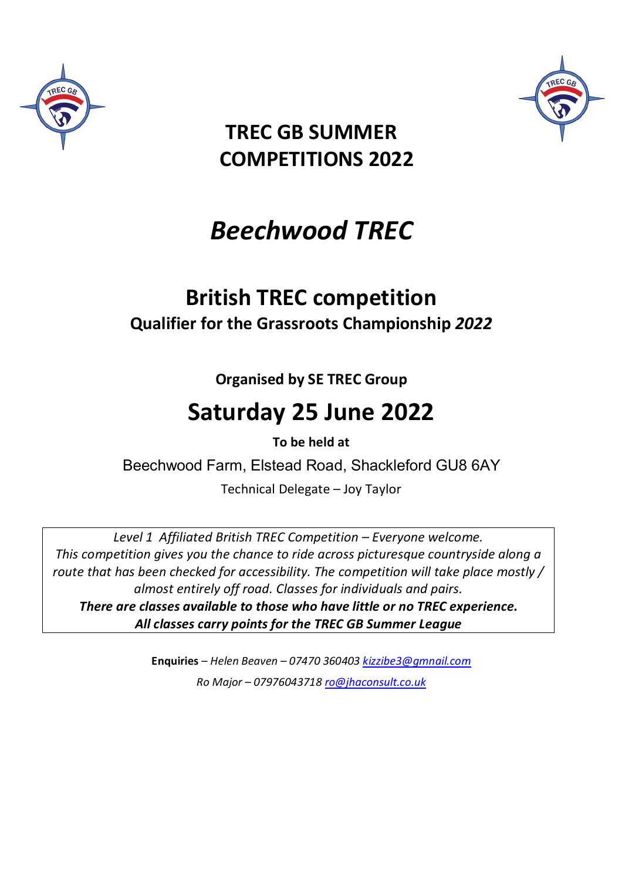# TREC GB SUMMER COMPETITIONS 2022

# *Beechwood TREC*

## British TREC competition

**Qualifier for the Grassroots Championship *2022***

**Organised by SE TREC Group**

## Saturday 25 June 2022

**To be held at**

Beechwood Farm, Elstead Road, Shackleford GU8 6AY

Technical Delegate – Joy Taylor

*Level 1 Affiliated British TREC Competition – Everyone welcome.*
*This competition gives you the chance to ride across picturesque countryside along a route that has been checked for accessibility. The competition will take place mostly / almost entirely off road. Classes for individuals and pairs.*
***There are classes available to those who have little or no TREC experience.***
***All classes carry points for the TREC GB Summer League***

**Enquiries** – *Helen Beaven – 07470 360403 kizzibe3@gmnail.com*

*Ro Major – 07976043718 ro@jhaconsult.co.uk*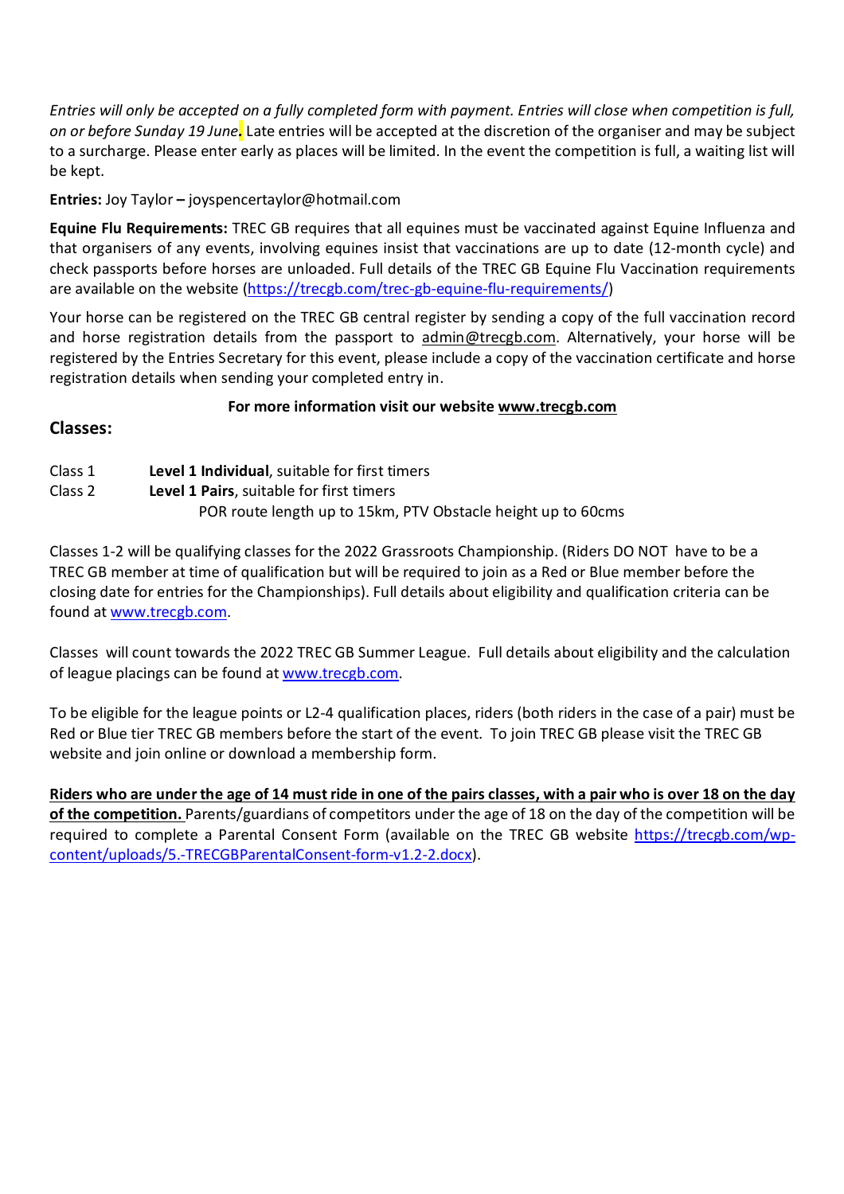*Entries will only be accepted on a fully completed form with payment. Entries will close when competition is full, on or before Sunday 19 June*. Late entries will be accepted at the discretion of the organiser and may be subject to a surcharge. Please enter early as places will be limited. In the event the competition is full, a waiting list will be kept.

**Entries:** Joy Taylor **–** joyspencertaylor@hotmail.com

**Equine Flu Requirements:** TREC GB requires that all equines must be vaccinated against Equine Influenza and that organisers of any events, involving equines insist that vaccinations are up to date (12-month cycle) and check passports before horses are unloaded. Full details of the TREC GB Equine Flu Vaccination requirements are available on the website (https://trecgb.com/trec-gb-equine-flu-requirements/)

Your horse can be registered on the TREC GB central register by sending a copy of the full vaccination record and horse registration details from the passport to admin@trecgb.com. Alternatively, your horse will be registered by the Entries Secretary for this event, please include a copy of the vaccination certificate and horse registration details when sending your completed entry in.

**For more information visit our website www.trecgb.com**

## Classes:

Class 1 **Level 1 Individual**, suitable for first timers
Class 2 **Level 1 Pairs**, suitable for first timers
POR route length up to 15km, PTV Obstacle height up to 60cms

Classes 1-2 will be qualifying classes for the 2022 Grassroots Championship. (Riders DO NOT have to be a TREC GB member at time of qualification but will be required to join as a Red or Blue member before the closing date for entries for the Championships). Full details about eligibility and qualification criteria can be found at www.trecgb.com.

Classes will count towards the 2022 TREC GB Summer League. Full details about eligibility and the calculation of league placings can be found at www.trecgb.com.

To be eligible for the league points or L2-4 qualification places, riders (both riders in the case of a pair) must be Red or Blue tier TREC GB members before the start of the event. To join TREC GB please visit the TREC GB website and join online or download a membership form.

**Riders who are under the age of 14 must ride in one of the pairs classes, with a pair who is over 18 on the day of the competition.** Parents/guardians of competitors under the age of 18 on the day of the competition will be required to complete a Parental Consent Form (available on the TREC GB website https://trecgb.com/wp-content/uploads/5.-TRECGBParentalConsent-form-v1.2-2.docx).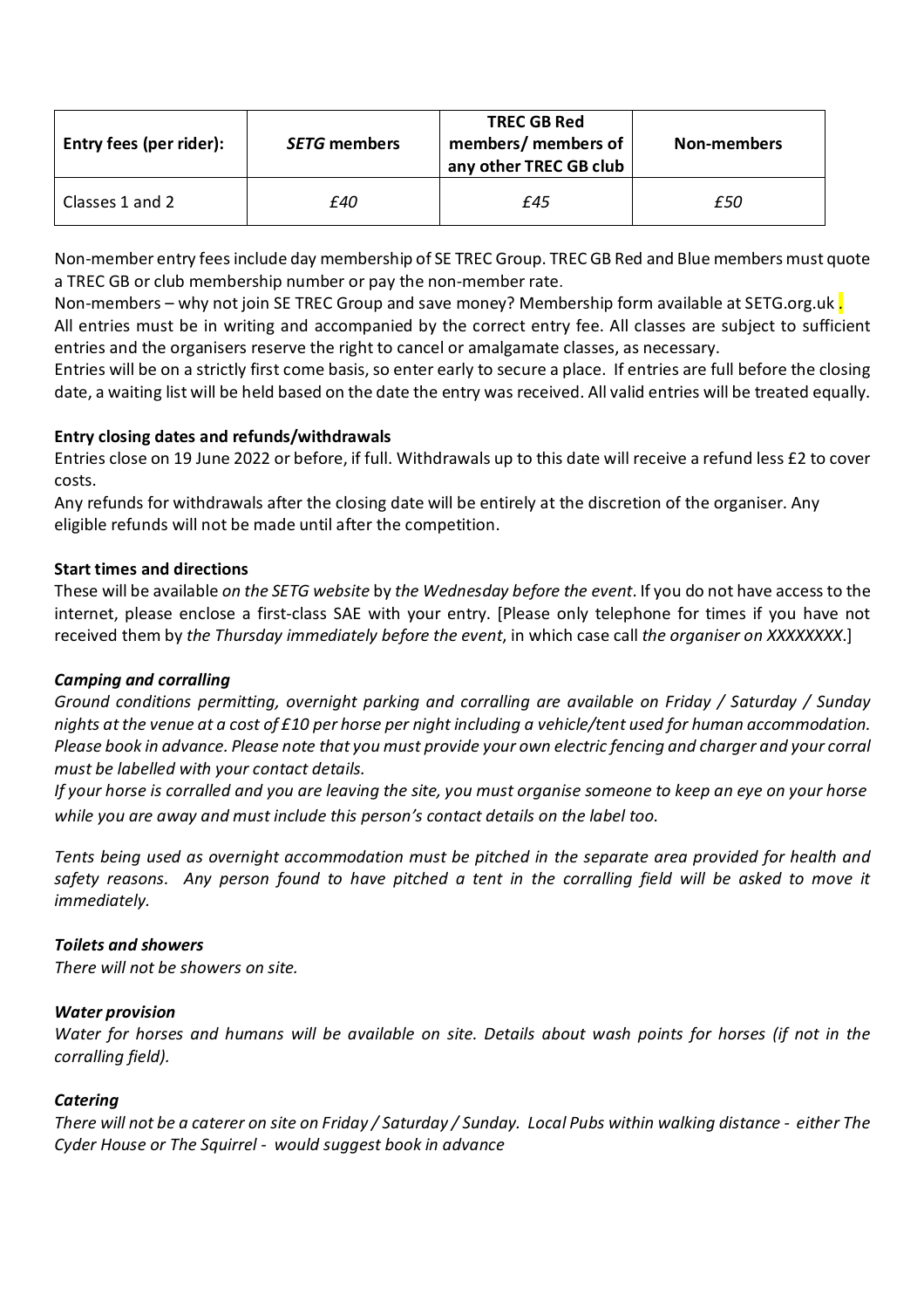| Entry fees (per rider): | *SETG* members | TREC GB Red members/ members of any other TREC GB club | Non-members |
|---|---|---|---|
| Classes 1 and 2 | *£40* | *£45* | *£50* |

Non-member entry fees include day membership of SE TREC Group. TREC GB Red and Blue members must quote a TREC GB or club membership number or pay the non-member rate.

Non-members – why not join SE TREC Group and save money? Membership form available at SETG.org.uk .

All entries must be in writing and accompanied by the correct entry fee. All classes are subject to sufficient entries and the organisers reserve the right to cancel or amalgamate classes, as necessary.

Entries will be on a strictly first come basis, so enter early to secure a place. If entries are full before the closing date, a waiting list will be held based on the date the entry was received. All valid entries will be treated equally.

**Entry closing dates and refunds/withdrawals**

Entries close on 19 June 2022 or before, if full. Withdrawals up to this date will receive a refund less £2 to cover costs.

Any refunds for withdrawals after the closing date will be entirely at the discretion of the organiser. Any eligible refunds will not be made until after the competition.

**Start times and directions**

These will be available *on the SETG website* by *the Wednesday before the event*. If you do not have access to the internet, please enclose a first-class SAE with your entry. [Please only telephone for times if you have not received them by *the Thursday immediately before the event*, in which case call *the organiser on XXXXXXXX*.]

***Camping and corralling***

*Ground conditions permitting, overnight parking and corralling are available on Friday / Saturday / Sunday nights at the venue at a cost of £10 per horse per night including a vehicle/tent used for human accommodation. Please book in advance. Please note that you must provide your own electric fencing and charger and your corral must be labelled with your contact details.*

*If your horse is corralled and you are leaving the site, you must organise someone to keep an eye on your horse while you are away and must include this person's contact details on the label too.*

*Tents being used as overnight accommodation must be pitched in the separate area provided for health and safety reasons. Any person found to have pitched a tent in the corralling field will be asked to move it immediately.*

***Toilets and showers***

*There will not be showers on site.*

***Water provision***

*Water for horses and humans will be available on site. Details about wash points for horses (if not in the corralling field).*

***Catering***

*There will not be a caterer on site on Friday / Saturday / Sunday. Local Pubs within walking distance - either The Cyder House or The Squirrel - would suggest book in advance*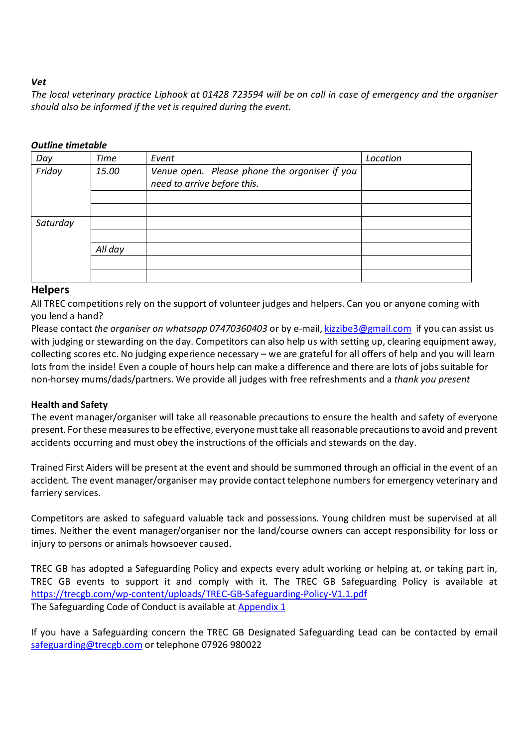***Vet***

*The local veterinary practice Liphook at 01428 723594 will be on call in case of emergency and the organiser should also be informed if the vet is required during the event.*

***Outline timetable***

| *Day* | *Time* | *Event* | *Location* |
|---|---|---|---|
| *Friday* | *15.00* | *Venue open. Please phone the organiser if you need to arrive before this.* | |
| | | | |
| | | | |
| *Saturday* | | | |
| | | | |
| | *All day* | | |
| | | | |
| | | | |

## Helpers

All TREC competitions rely on the support of volunteer judges and helpers. Can you or anyone coming with you lend a hand?

Please contact *the organiser on whatsapp 07470360403* or by e-mail, [kizzibe3@gmail.com](mailto:kizzibe3@gmail.com) if you can assist us with judging or stewarding on the day. Competitors can also help us with setting up, clearing equipment away, collecting scores etc. No judging experience necessary – we are grateful for all offers of help and you will learn lots from the inside! Even a couple of hours help can make a difference and there are lots of jobs suitable for non-horsey mums/dads/partners. We provide all judges with free refreshments and a *thank you present*

**Health and Safety**

The event manager/organiser will take all reasonable precautions to ensure the health and safety of everyone present. For these measures to be effective, everyone must take all reasonable precautions to avoid and prevent accidents occurring and must obey the instructions of the officials and stewards on the day.

Trained First Aiders will be present at the event and should be summoned through an official in the event of an accident. The event manager/organiser may provide contact telephone numbers for emergency veterinary and farriery services.

Competitors are asked to safeguard valuable tack and possessions. Young children must be supervised at all times. Neither the event manager/organiser nor the land/course owners can accept responsibility for loss or injury to persons or animals howsoever caused.

TREC GB has adopted a Safeguarding Policy and expects every adult working or helping at, or taking part in, TREC GB events to support it and comply with it. The TREC GB Safeguarding Policy is available at [https://trecgb.com/wp-content/uploads/TREC-GB-Safeguarding-Policy-V1.1.pdf](https://trecgb.com/wp-content/uploads/TREC-GB-Safeguarding-Policy-V1.1.pdf)

The Safeguarding Code of Conduct is available at Appendix 1

If you have a Safeguarding concern the TREC GB Designated Safeguarding Lead can be contacted by email [safeguarding@trecgb.com](mailto:safeguarding@trecgb.com) or telephone 07926 980022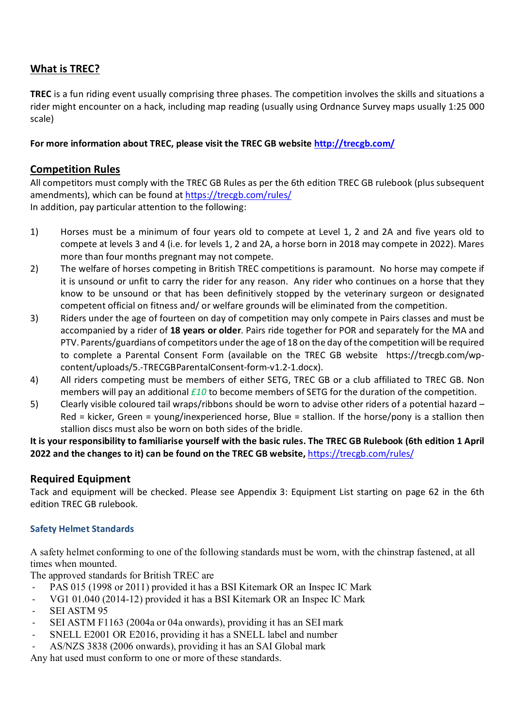## What is TREC?

**TREC** is a fun riding event usually comprising three phases. The competition involves the skills and situations a rider might encounter on a hack, including map reading (usually using Ordnance Survey maps usually 1:25 000 scale)

**For more information about TREC, please visit the TREC GB website [http://trecgb.com/](http://trecgb.com/)**

## Competition Rules

All competitors must comply with the TREC GB Rules as per the 6th edition TREC GB rulebook (plus subsequent amendments), which can be found at [https://trecgb.com/rules/](https://trecgb.com/rules/)
In addition, pay particular attention to the following:

1) Horses must be a minimum of four years old to compete at Level 1, 2 and 2A and five years old to compete at levels 3 and 4 (i.e. for levels 1, 2 and 2A, a horse born in 2018 may compete in 2022). Mares more than four months pregnant may not compete.
2) The welfare of horses competing in British TREC competitions is paramount. No horse may compete if it is unsound or unfit to carry the rider for any reason. Any rider who continues on a horse that they know to be unsound or that has been definitively stopped by the veterinary surgeon or designated competent official on fitness and/ or welfare grounds will be eliminated from the competition.
3) Riders under the age of fourteen on day of competition may only compete in Pairs classes and must be accompanied by a rider of **18 years or older**. Pairs ride together for POR and separately for the MA and PTV. Parents/guardians of competitors under the age of 18 on the day of the competition will be required to complete a Parental Consent Form (available on the TREC GB website https://trecgb.com/wp-content/uploads/5.-TRECGBParentalConsent-form-v1.2-1.docx).
4) All riders competing must be members of either SETG, TREC GB or a club affiliated to TREC GB. Non members will pay an additional *£10* to become members of SETG for the duration of the competition.
5) Clearly visible coloured tail wraps/ribbons should be worn to advise other riders of a potential hazard – Red = kicker, Green = young/inexperienced horse, Blue = stallion. If the horse/pony is a stallion then stallion discs must also be worn on both sides of the bridle.

**It is your responsibility to familiarise yourself with the basic rules. The TREC GB Rulebook (6th edition 1 April 2022 and the changes to it) can be found on the TREC GB website, [https://trecgb.com/rules/](https://trecgb.com/rules/)**

## Required Equipment

Tack and equipment will be checked. Please see Appendix 3: Equipment List starting on page 62 in the 6th edition TREC GB rulebook.

### Safety Helmet Standards

A safety helmet conforming to one of the following standards must be worn, with the chinstrap fastened, at all times when mounted.
The approved standards for British TREC are

- PAS 015 (1998 or 2011) provided it has a BSI Kitemark OR an Inspec IC Mark
- VG1 01.040 (2014-12) provided it has a BSI Kitemark OR an Inspec IC Mark
- SEI ASTM 95
- SEI ASTM F1163 (2004a or 04a onwards), providing it has an SEI mark
- SNELL E2001 OR E2016, providing it has a SNELL label and number
- AS/NZS 3838 (2006 onwards), providing it has an SAI Global mark

Any hat used must conform to one or more of these standards.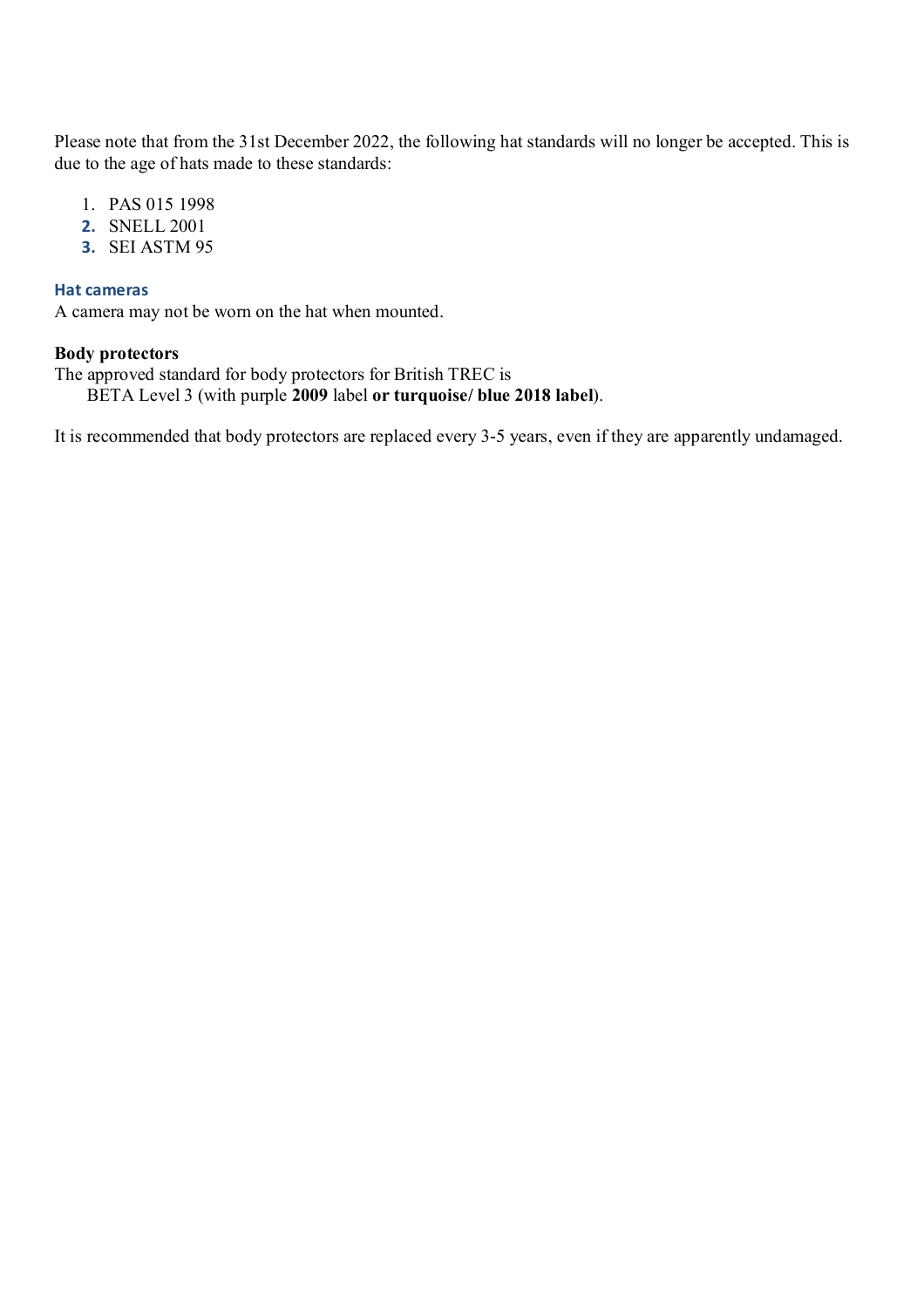Please note that from the 31st December 2022, the following hat standards will no longer be accepted. This is due to the age of hats made to these standards:

1. PAS 015 1998
2. SNELL 2001
3. SEI ASTM 95

### Hat cameras

A camera may not be worn on the hat when mounted.

**Body protectors**

The approved standard for body protectors for British TREC is

BETA Level 3 (with purple **2009** label **or turquoise/ blue 2018 label**).

It is recommended that body protectors are replaced every 3-5 years, even if they are apparently undamaged.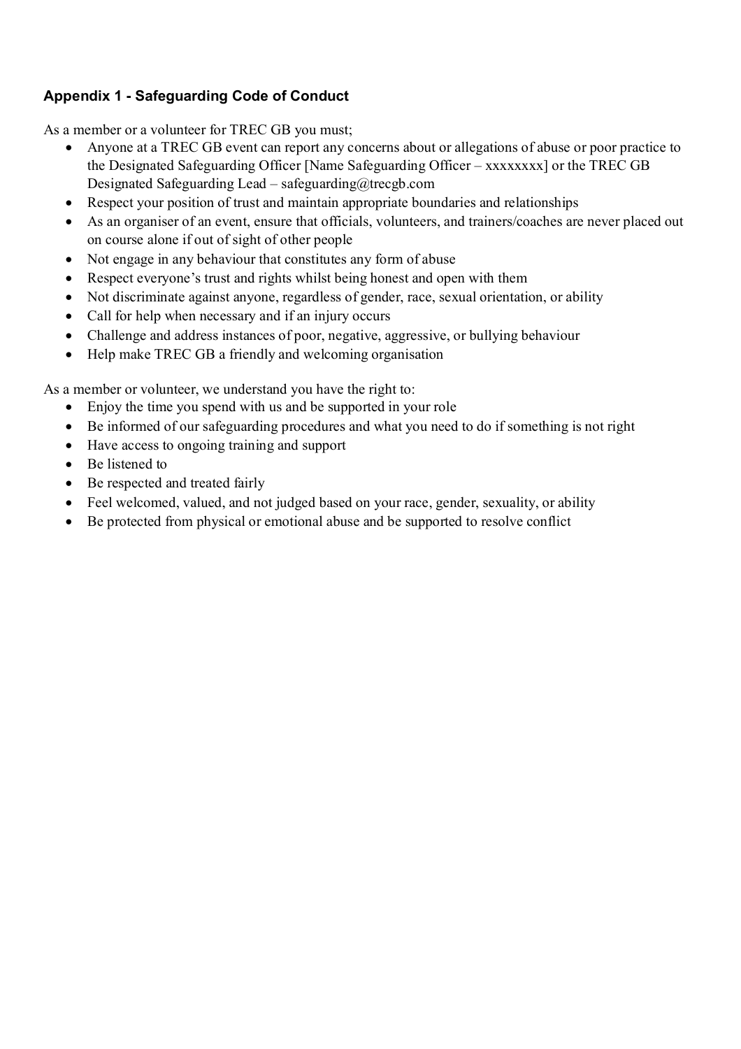### Appendix 1 - Safeguarding Code of Conduct

As a member or a volunteer for TREC GB you must;

- Anyone at a TREC GB event can report any concerns about or allegations of abuse or poor practice to the Designated Safeguarding Officer [Name Safeguarding Officer – xxxxxxxx] or the TREC GB Designated Safeguarding Lead – safeguarding@trecgb.com
- Respect your position of trust and maintain appropriate boundaries and relationships
- As an organiser of an event, ensure that officials, volunteers, and trainers/coaches are never placed out on course alone if out of sight of other people
- Not engage in any behaviour that constitutes any form of abuse
- Respect everyone's trust and rights whilst being honest and open with them
- Not discriminate against anyone, regardless of gender, race, sexual orientation, or ability
- Call for help when necessary and if an injury occurs
- Challenge and address instances of poor, negative, aggressive, or bullying behaviour
- Help make TREC GB a friendly and welcoming organisation

As a member or volunteer, we understand you have the right to:

- Enjoy the time you spend with us and be supported in your role
- Be informed of our safeguarding procedures and what you need to do if something is not right
- Have access to ongoing training and support
- Be listened to
- Be respected and treated fairly
- Feel welcomed, valued, and not judged based on your race, gender, sexuality, or ability
- Be protected from physical or emotional abuse and be supported to resolve conflict